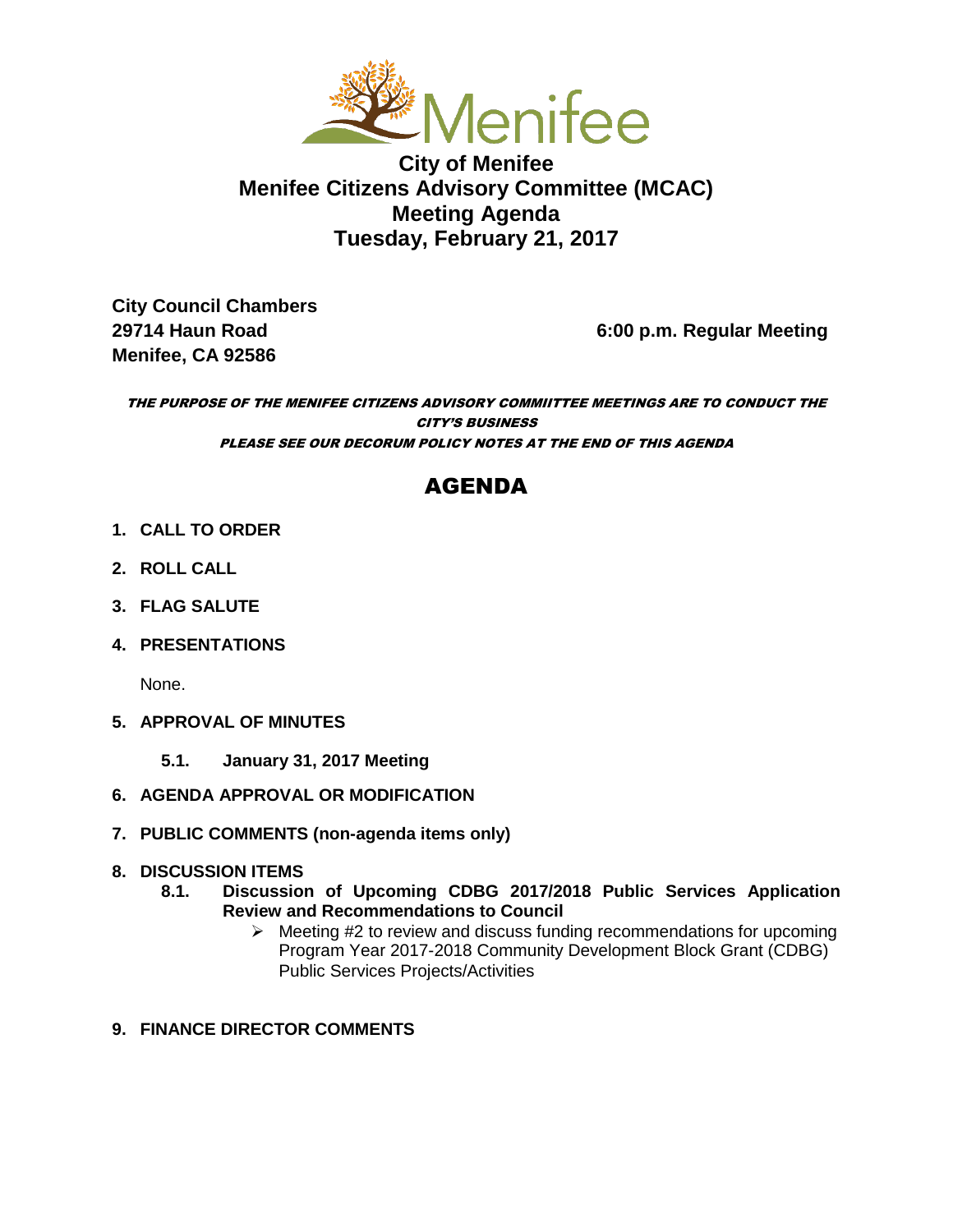Menifee

# City of Menifee
# Menifee Citizens Advisory Committee (MCAC)
# Meeting Agenda
# Tuesday, February 21, 2017

**City Council Chambers**
**29714 Haun Road**
**Menifee, CA 92586**

**6:00 p.m. Regular Meeting**

***THE PURPOSE OF THE MENIFEE CITIZENS ADVISORY COMMIITTEE MEETINGS ARE TO CONDUCT THE CITY'S BUSINESS***

***PLEASE SEE OUR DECORUM POLICY NOTES AT THE END OF THIS AGENDA***

## AGENDA

1. **CALL TO ORDER**
2. **ROLL CALL**
3. **FLAG SALUTE**
4. **PRESENTATIONS**

   None.

5. **APPROVAL OF MINUTES**

   **5.1. January 31, 2017 Meeting**

6. **AGENDA APPROVAL OR MODIFICATION**
7. **PUBLIC COMMENTS (non-agenda items only)**
8. **DISCUSSION ITEMS**

   **8.1. Discussion of Upcoming CDBG 2017/2018 Public Services Application Review and Recommendations to Council**

   - Meeting #2 to review and discuss funding recommendations for upcoming Program Year 2017-2018 Community Development Block Grant (CDBG) Public Services Projects/Activities

9. **FINANCE DIRECTOR COMMENTS**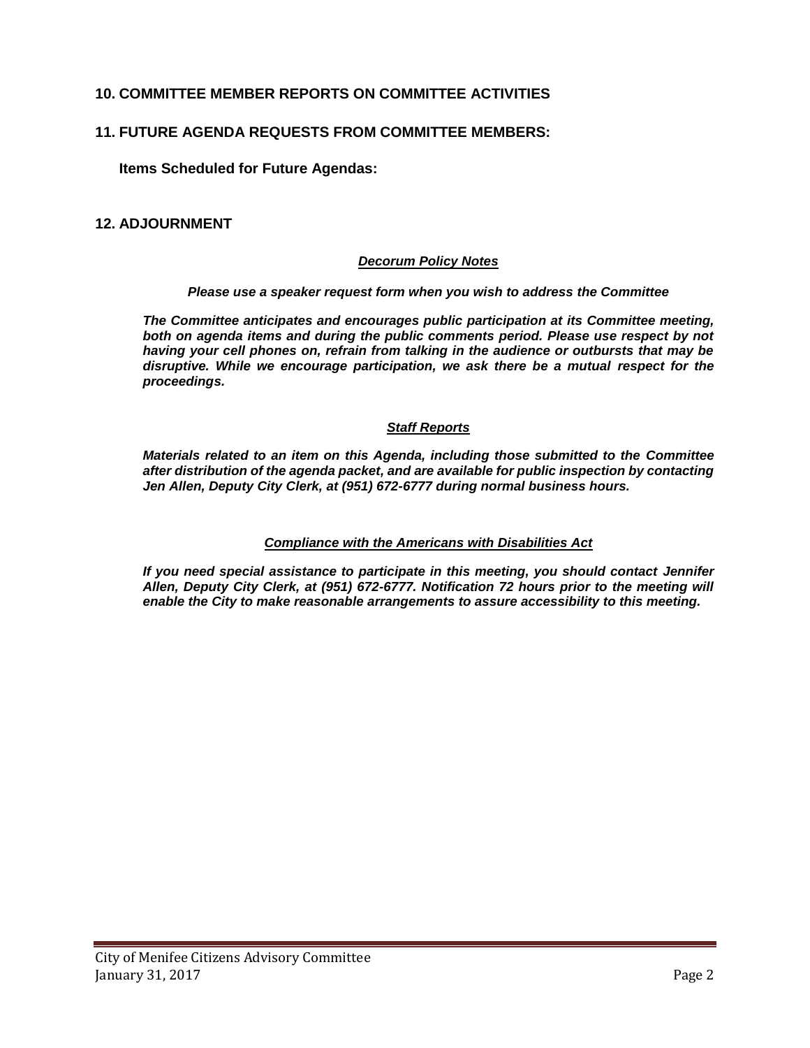## 10. COMMITTEE MEMBER REPORTS ON COMMITTEE ACTIVITIES

## 11. FUTURE AGENDA REQUESTS FROM COMMITTEE MEMBERS:

**Items Scheduled for Future Agendas:**

## 12. ADJOURNMENT

***Decorum Policy Notes***

***Please use a speaker request form when you wish to address the Committee***

***The Committee anticipates and encourages public participation at its Committee meeting, both on agenda items and during the public comments period. Please use respect by not having your cell phones on, refrain from talking in the audience or outbursts that may be disruptive. While we encourage participation, we ask there be a mutual respect for the proceedings.***

***Staff Reports***

***Materials related to an item on this Agenda, including those submitted to the Committee after distribution of the agenda packet, and are available for public inspection by contacting Jen Allen, Deputy City Clerk, at (951) 672-6777 during normal business hours.***

***Compliance with the Americans with Disabilities Act***

***If you need special assistance to participate in this meeting, you should contact Jennifer Allen, Deputy City Clerk, at (951) 672-6777. Notification 72 hours prior to the meeting will enable the City to make reasonable arrangements to assure accessibility to this meeting.***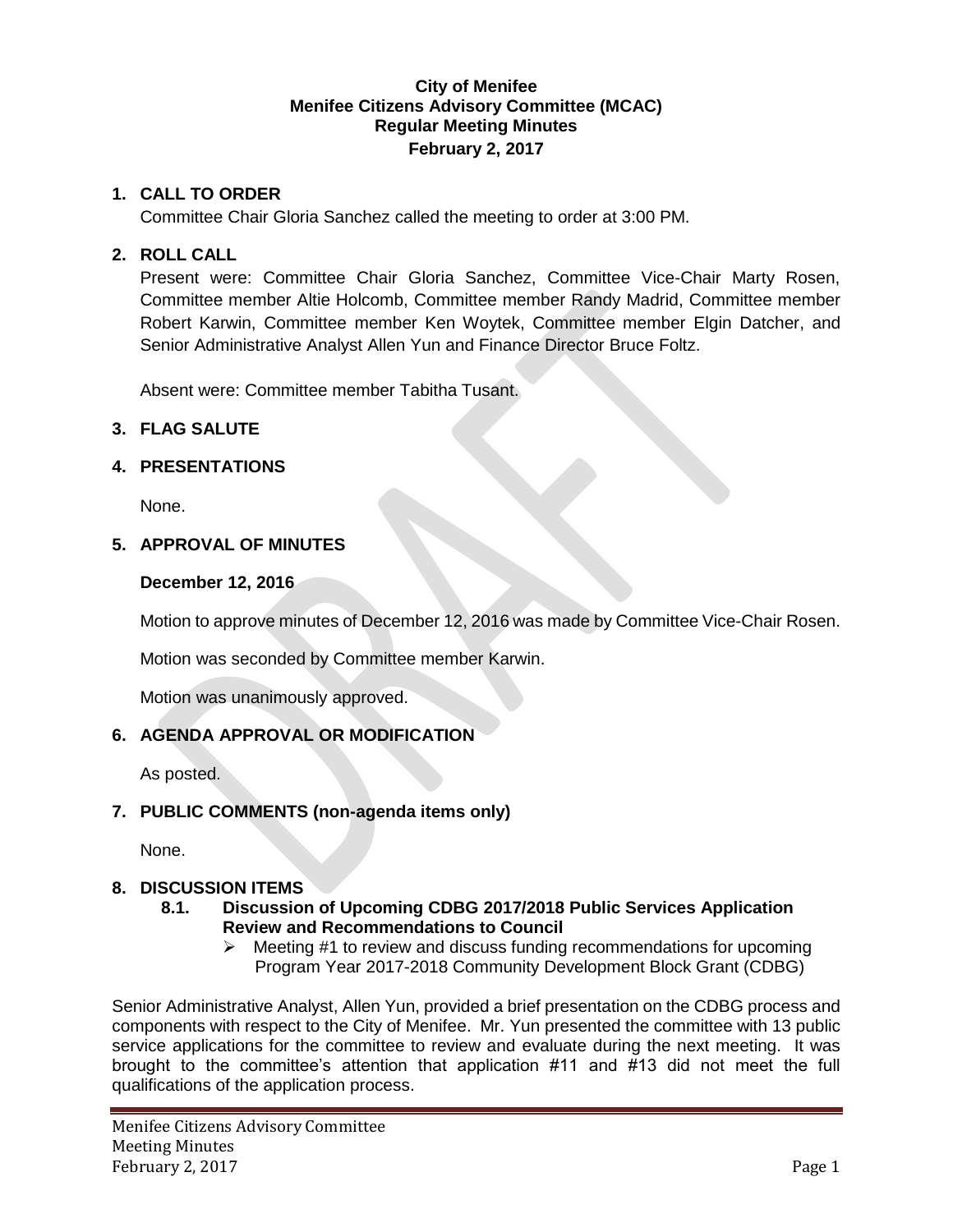**City of Menifee**
**Menifee Citizens Advisory Committee (MCAC)**
**Regular Meeting Minutes**
**February 2, 2017**

## 1. CALL TO ORDER

Committee Chair Gloria Sanchez called the meeting to order at 3:00 PM.

## 2. ROLL CALL

Present were: Committee Chair Gloria Sanchez, Committee Vice-Chair Marty Rosen, Committee member Altie Holcomb, Committee member Randy Madrid, Committee member Robert Karwin, Committee member Ken Woytek, Committee member Elgin Datcher, and Senior Administrative Analyst Allen Yun and Finance Director Bruce Foltz.

Absent were: Committee member Tabitha Tusant.

## 3. FLAG SALUTE

## 4. PRESENTATIONS

None.

## 5. APPROVAL OF MINUTES

**December 12, 2016**

Motion to approve minutes of December 12, 2016 was made by Committee Vice-Chair Rosen.

Motion was seconded by Committee member Karwin.

Motion was unanimously approved.

## 6. AGENDA APPROVAL OR MODIFICATION

As posted.

## 7. PUBLIC COMMENTS (non-agenda items only)

None.

## 8. DISCUSSION ITEMS

### 8.1. Discussion of Upcoming CDBG 2017/2018 Public Services Application Review and Recommendations to Council

- Meeting #1 to review and discuss funding recommendations for upcoming Program Year 2017-2018 Community Development Block Grant (CDBG)

Senior Administrative Analyst, Allen Yun, provided a brief presentation on the CDBG process and components with respect to the City of Menifee. Mr. Yun presented the committee with 13 public service applications for the committee to review and evaluate during the next meeting. It was brought to the committee's attention that application #11 and #13 did not meet the full qualifications of the application process.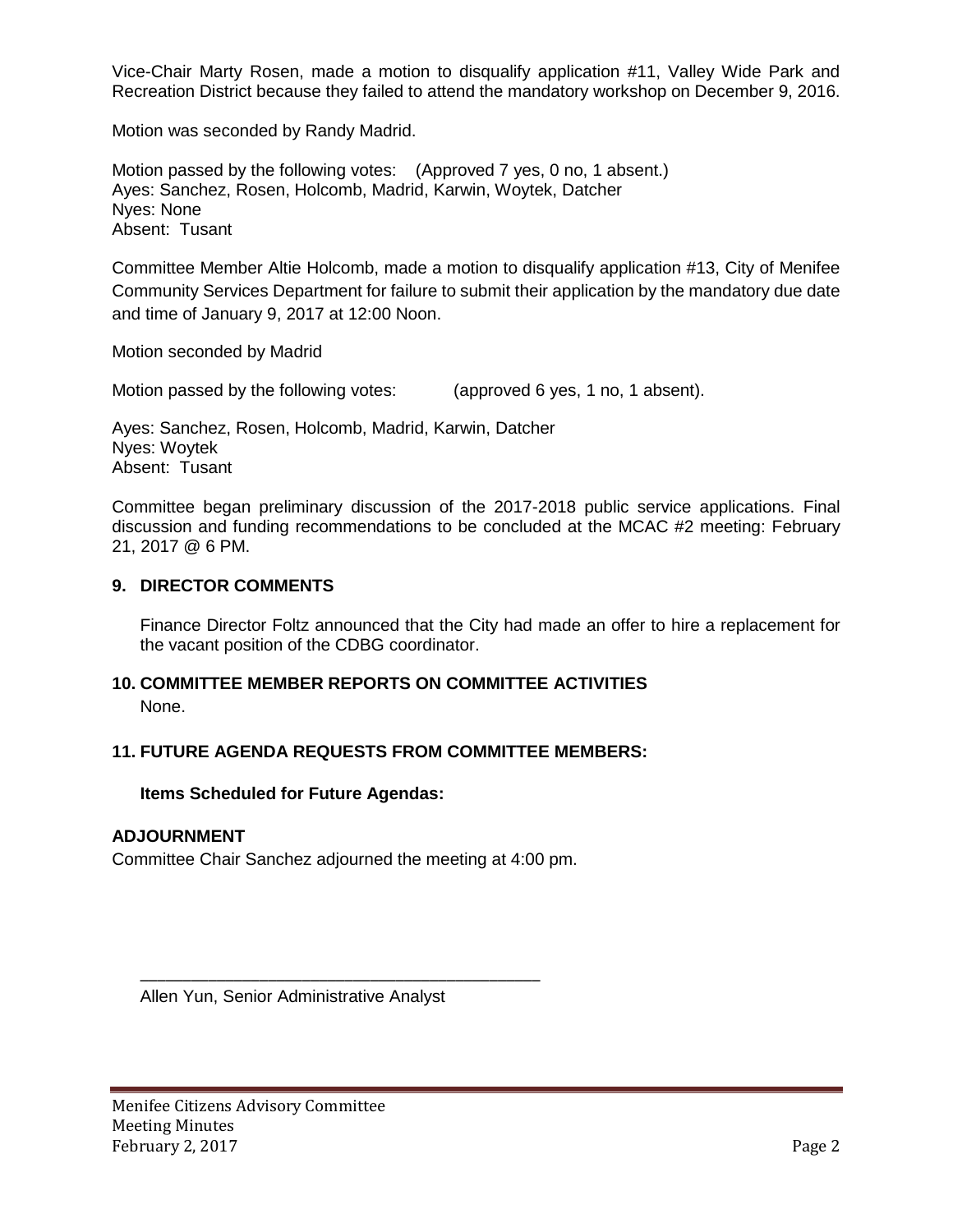Vice-Chair Marty Rosen, made a motion to disqualify application #11, Valley Wide Park and Recreation District because they failed to attend the mandatory workshop on December 9, 2016.

Motion was seconded by Randy Madrid.

Motion passed by the following votes: (Approved 7 yes, 0 no, 1 absent.)
Ayes: Sanchez, Rosen, Holcomb, Madrid, Karwin, Woytek, Datcher
Nyes: None
Absent: Tusant

Committee Member Altie Holcomb, made a motion to disqualify application #13, City of Menifee Community Services Department for failure to submit their application by the mandatory due date and time of January 9, 2017 at 12:00 Noon.

Motion seconded by Madrid

Motion passed by the following votes: (approved 6 yes, 1 no, 1 absent).

Ayes: Sanchez, Rosen, Holcomb, Madrid, Karwin, Datcher
Nyes: Woytek
Absent: Tusant

Committee began preliminary discussion of the 2017-2018 public service applications. Final discussion and funding recommendations to be concluded at the MCAC #2 meeting: February 21, 2017 @ 6 PM.

## 9. DIRECTOR COMMENTS

Finance Director Foltz announced that the City had made an offer to hire a replacement for the vacant position of the CDBG coordinator.

## 10. COMMITTEE MEMBER REPORTS ON COMMITTEE ACTIVITIES

None.

## 11. FUTURE AGENDA REQUESTS FROM COMMITTEE MEMBERS:

**Items Scheduled for Future Agendas:**

## ADJOURNMENT

Committee Chair Sanchez adjourned the meeting at 4:00 pm.

\_\_\_\_\_\_\_\_\_\_\_\_\_\_\_\_\_\_\_\_\_\_\_\_\_\_\_\_\_\_\_\_\_\_\_\_\_\_\_\_\_\_

Allen Yun, Senior Administrative Analyst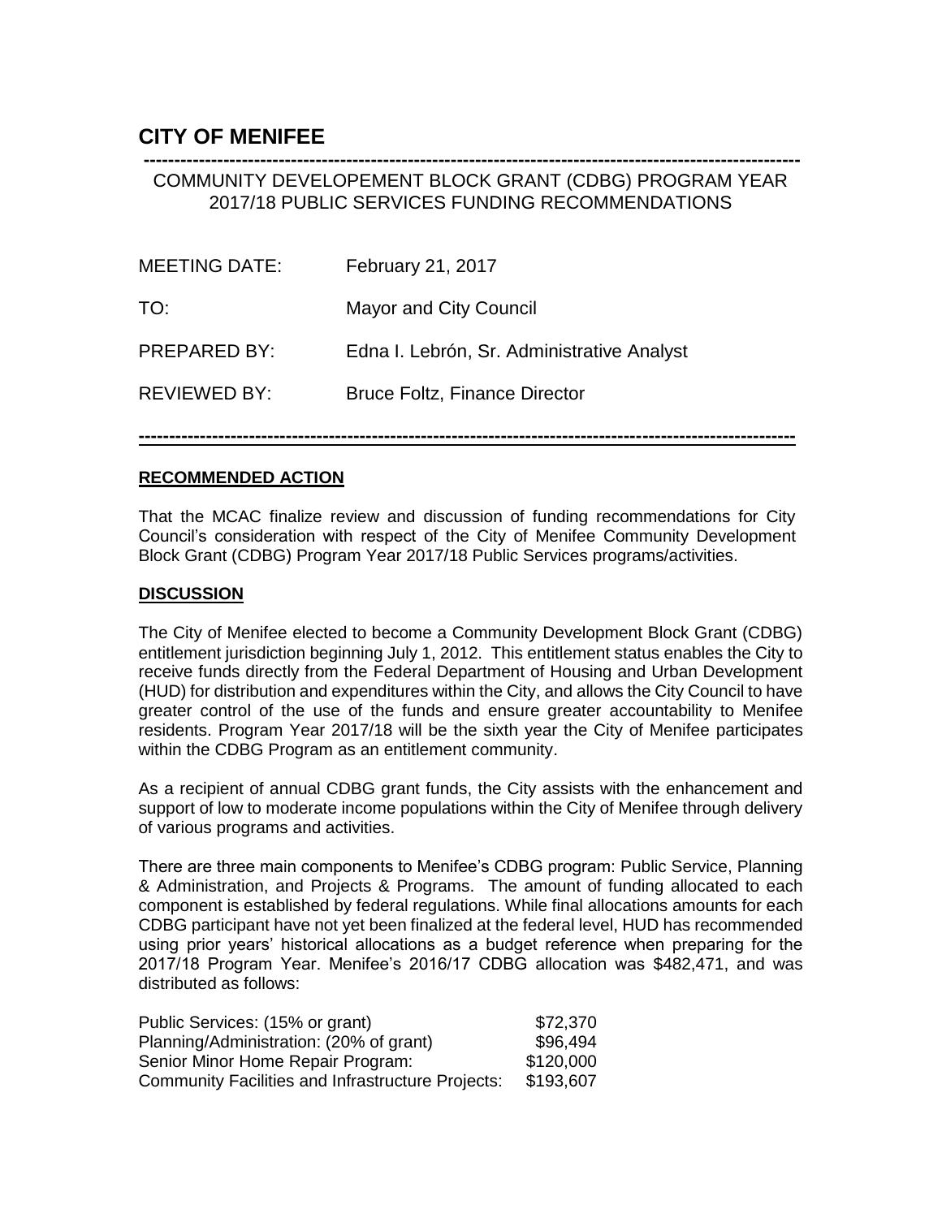# CITY OF MENIFEE

COMMUNITY DEVELOPEMENT BLOCK GRANT (CDBG) PROGRAM YEAR 2017/18 PUBLIC SERVICES FUNDING RECOMMENDATIONS

| | |
|---|---|
| MEETING DATE: | February 21, 2017 |
| TO: | Mayor and City Council |
| PREPARED BY: | Edna I. Lebrón, Sr. Administrative Analyst |
| REVIEWED BY: | Bruce Foltz, Finance Director |

## RECOMMENDED ACTION

That the MCAC finalize review and discussion of funding recommendations for City Council's consideration with respect of the City of Menifee Community Development Block Grant (CDBG) Program Year 2017/18 Public Services programs/activities.

## DISCUSSION

The City of Menifee elected to become a Community Development Block Grant (CDBG) entitlement jurisdiction beginning July 1, 2012. This entitlement status enables the City to receive funds directly from the Federal Department of Housing and Urban Development (HUD) for distribution and expenditures within the City, and allows the City Council to have greater control of the use of the funds and ensure greater accountability to Menifee residents. Program Year 2017/18 will be the sixth year the City of Menifee participates within the CDBG Program as an entitlement community.

As a recipient of annual CDBG grant funds, the City assists with the enhancement and support of low to moderate income populations within the City of Menifee through delivery of various programs and activities.

There are three main components to Menifee's CDBG program: Public Service, Planning & Administration, and Projects & Programs. The amount of funding allocated to each component is established by federal regulations. While final allocations amounts for each CDBG participant have not yet been finalized at the federal level, HUD has recommended using prior years' historical allocations as a budget reference when preparing for the 2017/18 Program Year. Menifee's 2016/17 CDBG allocation was $482,471, and was distributed as follows:

| | |
|---|---|
| Public Services: (15% or grant) | $72,370 |
| Planning/Administration: (20% of grant) | $96,494 |
| Senior Minor Home Repair Program: | $120,000 |
| Community Facilities and Infrastructure Projects: | $193,607 |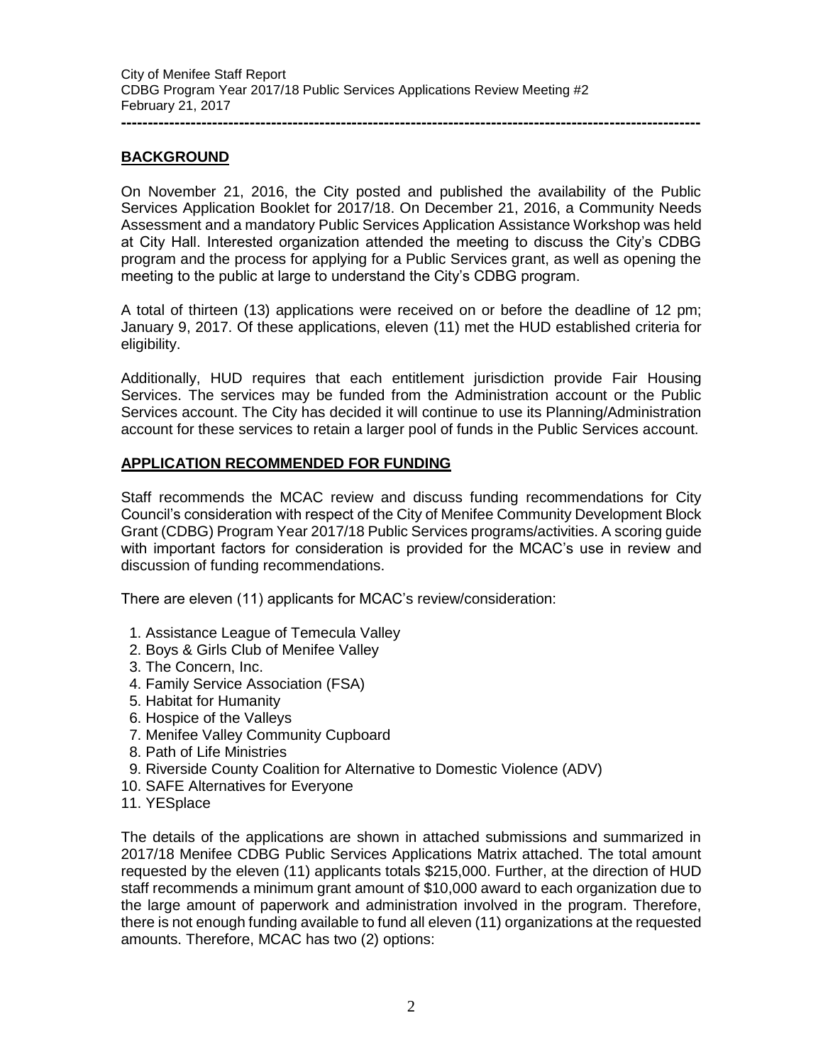## BACKGROUND

On November 21, 2016, the City posted and published the availability of the Public Services Application Booklet for 2017/18. On December 21, 2016, a Community Needs Assessment and a mandatory Public Services Application Assistance Workshop was held at City Hall. Interested organization attended the meeting to discuss the City's CDBG program and the process for applying for a Public Services grant, as well as opening the meeting to the public at large to understand the City's CDBG program.

A total of thirteen (13) applications were received on or before the deadline of 12 pm; January 9, 2017. Of these applications, eleven (11) met the HUD established criteria for eligibility.

Additionally, HUD requires that each entitlement jurisdiction provide Fair Housing Services. The services may be funded from the Administration account or the Public Services account. The City has decided it will continue to use its Planning/Administration account for these services to retain a larger pool of funds in the Public Services account.

## APPLICATION RECOMMENDED FOR FUNDING

Staff recommends the MCAC review and discuss funding recommendations for City Council's consideration with respect of the City of Menifee Community Development Block Grant (CDBG) Program Year 2017/18 Public Services programs/activities. A scoring guide with important factors for consideration is provided for the MCAC's use in review and discussion of funding recommendations.

There are eleven (11) applicants for MCAC's review/consideration:

1. Assistance League of Temecula Valley
2. Boys & Girls Club of Menifee Valley
3. The Concern, Inc.
4. Family Service Association (FSA)
5. Habitat for Humanity
6. Hospice of the Valleys
7. Menifee Valley Community Cupboard
8. Path of Life Ministries
9. Riverside County Coalition for Alternative to Domestic Violence (ADV)
10. SAFE Alternatives for Everyone
11. YESplace

The details of the applications are shown in attached submissions and summarized in 2017/18 Menifee CDBG Public Services Applications Matrix attached. The total amount requested by the eleven (11) applicants totals $215,000. Further, at the direction of HUD staff recommends a minimum grant amount of $10,000 award to each organization due to the large amount of paperwork and administration involved in the program. Therefore, there is not enough funding available to fund all eleven (11) organizations at the requested amounts. Therefore, MCAC has two (2) options: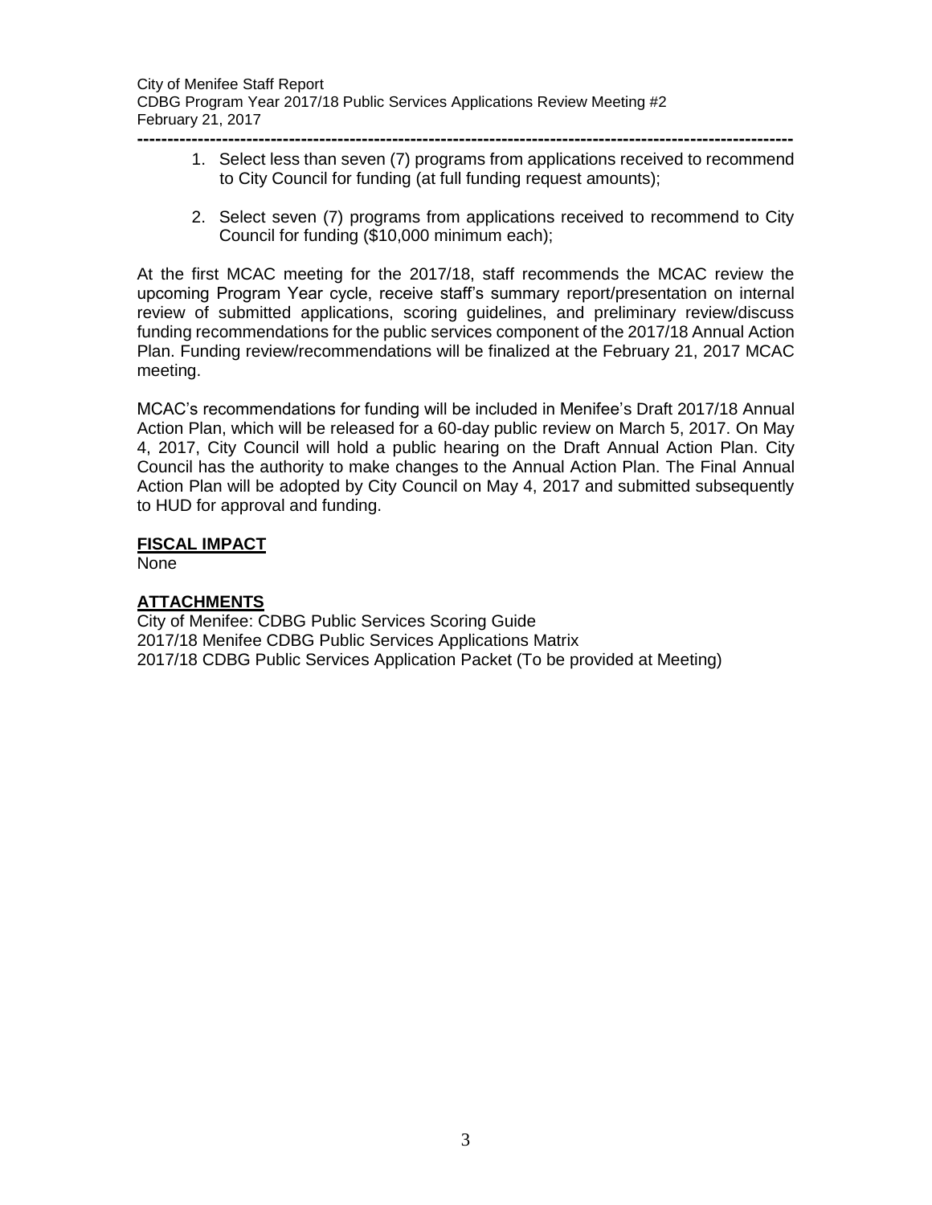1. Select less than seven (7) programs from applications received to recommend to City Council for funding (at full funding request amounts);

2. Select seven (7) programs from applications received to recommend to City Council for funding ($10,000 minimum each);

At the first MCAC meeting for the 2017/18, staff recommends the MCAC review the upcoming Program Year cycle, receive staff's summary report/presentation on internal review of submitted applications, scoring guidelines, and preliminary review/discuss funding recommendations for the public services component of the 2017/18 Annual Action Plan. Funding review/recommendations will be finalized at the February 21, 2017 MCAC meeting.

MCAC's recommendations for funding will be included in Menifee's Draft 2017/18 Annual Action Plan, which will be released for a 60-day public review on March 5, 2017. On May 4, 2017, City Council will hold a public hearing on the Draft Annual Action Plan. City Council has the authority to make changes to the Annual Action Plan. The Final Annual Action Plan will be adopted by City Council on May 4, 2017 and submitted subsequently to HUD for approval and funding.

**FISCAL IMPACT**

None

**ATTACHMENTS**

City of Menifee: CDBG Public Services Scoring Guide
2017/18 Menifee CDBG Public Services Applications Matrix
2017/18 CDBG Public Services Application Packet (To be provided at Meeting)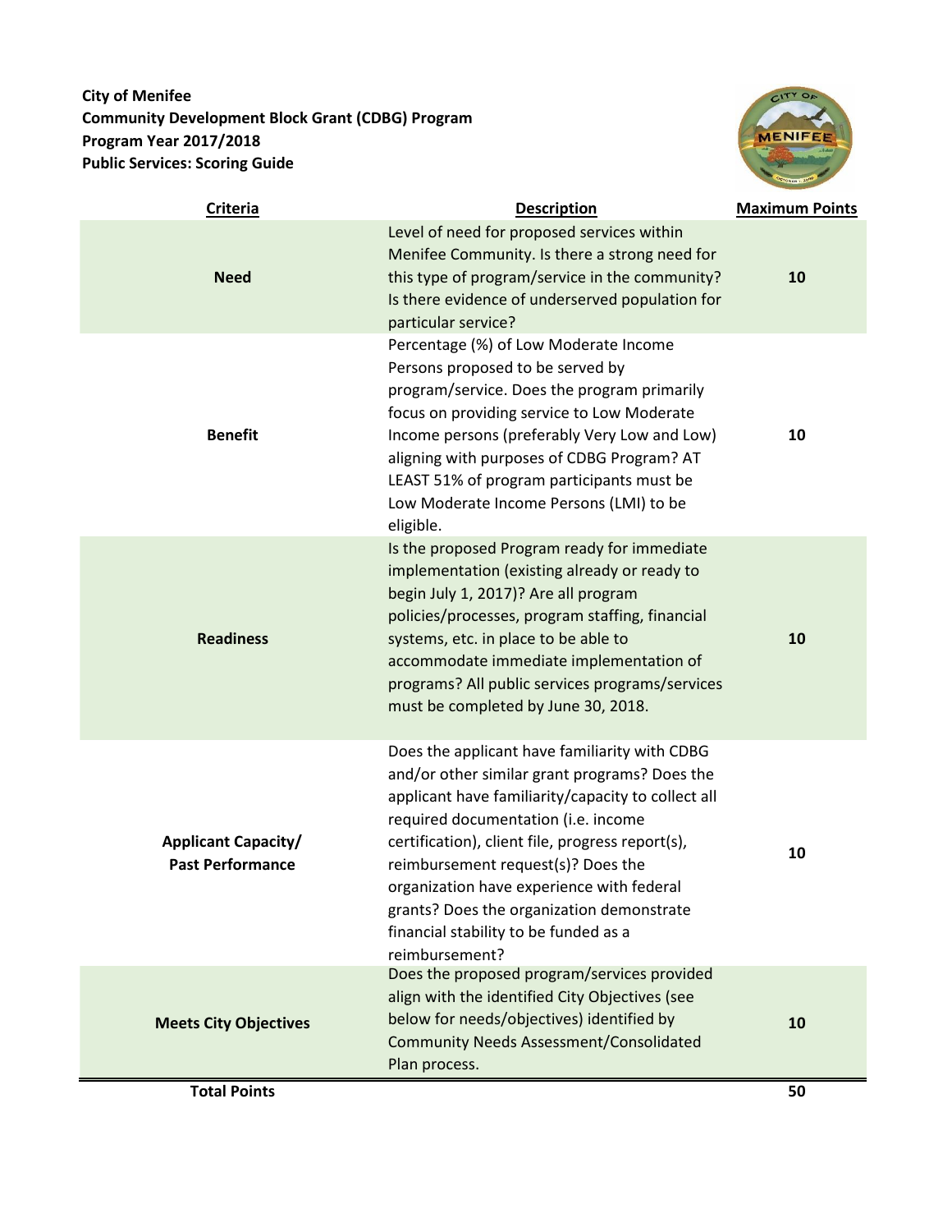**City of Menifee**
**Community Development Block Grant (CDBG) Program**
**Program Year 2017/2018**
**Public Services: Scoring Guide**

| Criteria | Description | Maximum Points |
|---|---|---|
| **Need** | Level of need for proposed services within Menifee Community. Is there a strong need for this type of program/service in the community? Is there evidence of underserved population for particular service? | **10** |
| **Benefit** | Percentage (%) of Low Moderate Income Persons proposed to be served by program/service. Does the program primarily focus on providing service to Low Moderate Income persons (preferably Very Low and Low) aligning with purposes of CDBG Program? AT LEAST 51% of program participants must be Low Moderate Income Persons (LMI) to be eligible. | **10** |
| **Readiness** | Is the proposed Program ready for immediate implementation (existing already or ready to begin July 1, 2017)? Are all program policies/processes, program staffing, financial systems, etc. in place to be able to accommodate immediate implementation of programs? All public services programs/services must be completed by June 30, 2018. | **10** |
| **Applicant Capacity/ Past Performance** | Does the applicant have familiarity with CDBG and/or other similar grant programs? Does the applicant have familiarity/capacity to collect all required documentation (i.e. income certification), client file, progress report(s), reimbursement request(s)? Does the organization have experience with federal grants? Does the organization demonstrate financial stability to be funded as a reimbursement? | **10** |
| **Meets City Objectives** | Does the proposed program/services provided align with the identified City Objectives (see below for needs/objectives) identified by Community Needs Assessment/Consolidated Plan process. | **10** |
| **Total Points** | | **50** |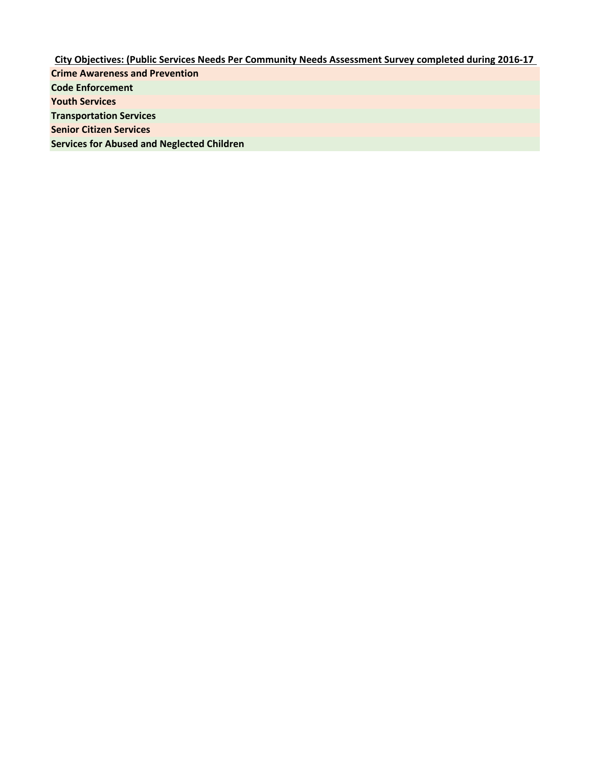**City Objectives: (Public Services Needs Per Community Needs Assessment Survey completed during 2016-17**

**Crime Awareness and Prevention**

**Code Enforcement**

**Youth Services**

**Transportation Services**

**Senior Citizen Services**

**Services for Abused and Neglected Children**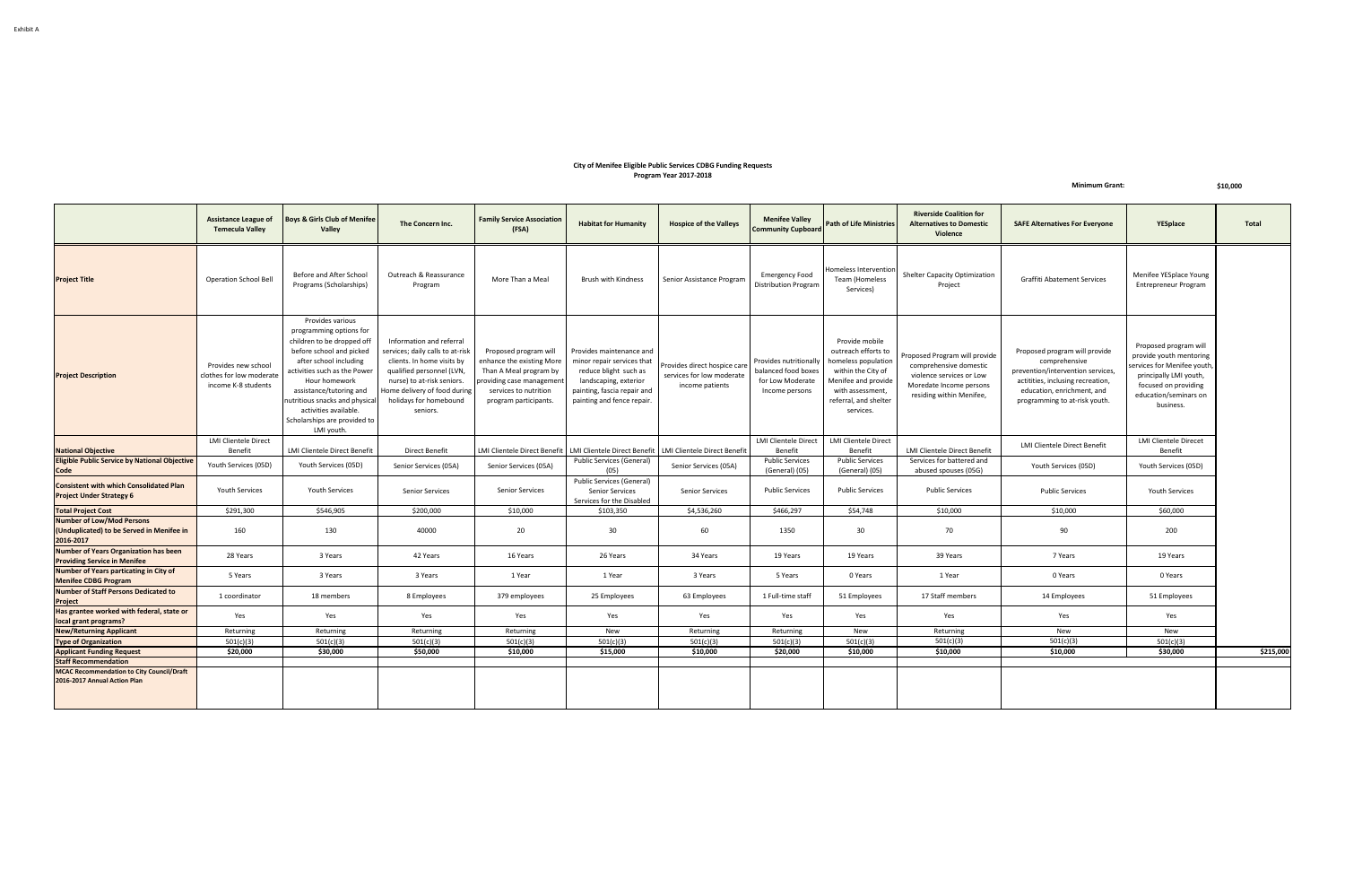Exhibit A

**City of Menifee Eligible Public Services CDBG Funding Requests**
**Program Year 2017-2018**

**Minimum Grant:** **$10,000**

| | Assistance League of Temecula Valley | Boys & Girls Club of Menifee Valley | The Concern Inc. | Family Service Association (FSA) | Habitat for Humanity | Hospice of the Valleys | Menifee Valley Community Cupboard | Path of Life Ministries | Riverside Coalition for Alternatives to Domestic Violence | SAFE Alternatives For Everyone | YESplace | Total |
|---|---|---|---|---|---|---|---|---|---|---|---|---|
| **Project Title** | Operation School Bell | Before and After School Programs (Scholarships) | Outreach & Reassurance Program | More Than a Meal | Brush with Kindness | Senior Assistance Program | Emergency Food Distribution Program | Homeless Intervention Team (Homeless Services) | Shelter Capacity Optimization Project | Graffiti Abatement Services | Menifee YESplace Young Entrepreneur Program | |
| **Project Description** | Provides new school clothes for low moderate income K-8 students | Provides various programming options for children to be dropped off before school and picked after school including activities such as the Power Hour homework assistance/tutoring and nutritious snacks and physical activities available. Scholarships are provided to LMI youth. | Information and referral services; daily calls to at-risk clients. In home visits by qualified personnel (LVN, nurse) to at-risk seniors. Home delivery of food during holidays for homebound seniors. | Proposed program will enhance the existing More Than A Meal program by providing case management services to nutrition program participants. | Provides maintenance and minor repair services that reduce blight such as landscaping, exterior painting, fascia repair and painting and fence repair. | Provides direct hospice care services for low moderate income patients | Provides nutritionally balanced food boxes for Low Moderate Income persons | Provide mobile outreach efforts to homeless population within the City of Menifee and provide with assessment, referral, and shelter services. | Proposed Program will provide comprehensive domestic violence services or Low Moredate Income persons residing within Menifee, | Proposed program will provide comprehensive prevention/intervention services, actitities, inclusing recreation, education, enrichment, and programming to at-risk youth. | Proposed program will provide youth mentoring services for Menifee youth, principally LMI youth, focused on providing education/seminars on business. | |
| **National Objective** | LMI Clientele Direct Benefit | LMI Clientele Direct Benefit | Direct Benefit | LMI Clientele Direct Benefit | LMI Clientele Direct Benefit | LMI Clientele Direct Benefit | LMI Clientele Direct Benefit | LMI Clientele Direct Benefit | LMI Clientele Direct Benefit | LMI Clientele Direct Benefit | LMI Clientele Direcet Benefit | |
| **Eligible Public Service by National Objective Code** | Youth Services (05D) | Youth Services (05D) | Senior Services (05A) | Senior Services (05A) | Public Services (General) (05) | Senior Services (05A) | Public Services (General) (05) | Public Services (General) (05) | Services for battered and abused spouses (05G) | Youth Services (05D) | Youth Services (05D) | |
| **Consistent with which Consolidated Plan Project Under Strategy 6** | Youth Services | Youth Services | Senior Services | Senior Services | Public Services (General) Senior Services Services for the Disabled | Senior Services | Public Services | Public Services | Public Services | Public Services | Youth Services | |
| **Total Project Cost** | $291,300 | $546,905 | $200,000 | $10,000 | $103,350 | $4,536,260 | $466,297 | $54,748 | $10,000 | $10,000 | $60,000 | |
| **Number of Low/Mod Persons (Unduplicated) to be Served in Menifee in 2016-2017** | 160 | 130 | 40000 | 20 | 30 | 60 | 1350 | 30 | 70 | 90 | 200 | |
| **Number of Years Organization has been Providing Service in Menifee** | 28 Years | 3 Years | 42 Years | 16 Years | 26 Years | 34 Years | 19 Years | 19 Years | 39 Years | 7 Years | 19 Years | |
| **Number of Years particating in City of Menifee CDBG Program** | 5 Years | 3 Years | 3 Years | 1 Year | 1 Year | 3 Years | 5 Years | 0 Years | 1 Year | 0 Years | 0 Years | |
| **Number of Staff Persons Dedicated to Project** | 1 coordinator | 18 members | 8 Employees | 379 employees | 25 Employees | 63 Employees | 1 Full-time staff | 51 Employees | 17 Staff members | 14 Employees | 51 Employees | |
| **Has grantee worked with federal, state or local grant programs?** | Yes | Yes | Yes | Yes | Yes | Yes | Yes | Yes | Yes | Yes | Yes | |
| **New/Returning Applicant** | Returning | Returning | Returning | Returning | New | Returning | Returning | New | Returning | New | New | |
| **Type of Organization** | 501(c)(3) | 501(c)(3) | 501(c)(3) | 501(c)(3) | 501(c)(3) | 501(c)(3) | 501(c)(3) | 501(c)(3) | 501(c)(3) | 501(c)(3) | 501(c)(3) | |
| **Applicant Funding Request** | **$20,000** | **$30,000** | **$50,000** | **$10,000** | **$15,000** | **$10,000** | **$20,000** | **$10,000** | **$10,000** | **$10,000** | **$30,000** | **$215,000** |
| **Staff Recommendation** | | | | | | | | | | | | |
| **MCAC Recommendation to City Council/Draft 2016-2017 Annual Action Plan** | | | | | | | | | | | | |